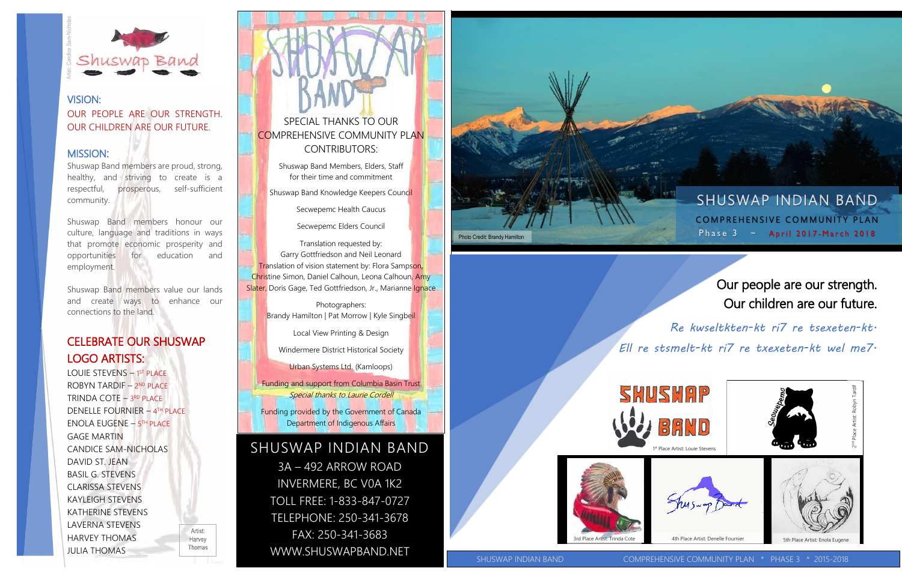Artist: Candice Sam-Nicholas

Shuswap Band

## VISION:

OUR PEOPLE ARE OUR STRENGTH. OUR CHILDREN ARE OUR FUTURE.

## MISSION:

Shuswap Band members are proud, strong, healthy, and striving to create is a respectful, prosperous, self-sufficient community.

Shuswap Band members honour our culture, language and traditions in ways that promote economic prosperity and opportunities for education and employment.

Shuswap Band members value our lands and create ways to enhance our connections to the land.

## CELEBRATE OUR SHUSWAP LOGO ARTISTS:

LOUIE STEVENS – 1ST PLACE
ROBYN TARDIF – 2ND PLACE
TRINDA COTE – 3RD PLACE
DENELLE FOURNIER – 4TH PLACE
ENOLA EUGENE – 5TH PLACE
GAGE MARTIN
CANDICE SAM-NICHOLAS
DAVID ST. JEAN
BASIL G. STEVENS
CLARISSA STEVENS
KAYLEIGH STEVENS
KATHERINE STEVENS
LAVERNA STEVENS
HARVEY THOMAS
JULIA THOMAS

Artist: Harvey Thomas

SHUSWAP BAND

SPECIAL THANKS TO OUR COMPREHENSIVE COMMUNITY PLAN CONTRIBUTORS:

Shuswap Band Members, Elders, Staff for their time and commitment

Shuswap Band Knowledge Keepers Council

Secwepemc Health Caucus

Secwepemc Elders Council

Translation requested by: Garry Gottfriedson and Neil Leonard
Translation of vision statement by: Flora Sampson, Christine Simon, Daniel Calhoun, Leona Calhoun, Amy Slater, Doris Gage, Ted Gottfriedson, Jr., Marianne Ignace

Photographers: Brandy Hamilton | Pat Morrow | Kyle Singbeil

Local View Printing & Design

Windermere District Historical Society

Urban Systems Ltd. (Kamloops)

Funding and support from Columbia Basin Trust
*Special thanks to Laurie Cordell*

Funding provided by the Government of Canada Department of Indigenous Affairs

SHUSWAP INDIAN BAND
3A – 492 ARROW ROAD
INVERMERE, BC V0A 1K2
TOLL FREE: 1-833-847-0727
TELEPHONE: 250-341-3678
FAX: 250-341-3683
WWW.SHUSWAPBAND.NET

Photo Credit: Brandy Hamilton

# SHUSWAP INDIAN BAND

## COMPREHENSIVE COMMUNITY PLAN

Phase 3 ~ April 2017-March 2018

Our people are our strength.
Our children are our future.

*Re kwseltkten-kt ri7 re tsexeten-kt.*
*Ell re stsmelt-kt ri7 re txexeten-kt wel me7.*

SHUSWAP BAND

1st Place Artist: Louie Stevens

Secwepemc

2nd Place Artist: Robyn Tardif

3rd Place Artist: Trinda Cote

Shuswap Band

4th Place Artist: Denelle Fournier

5th Place Artist: Enola Eugene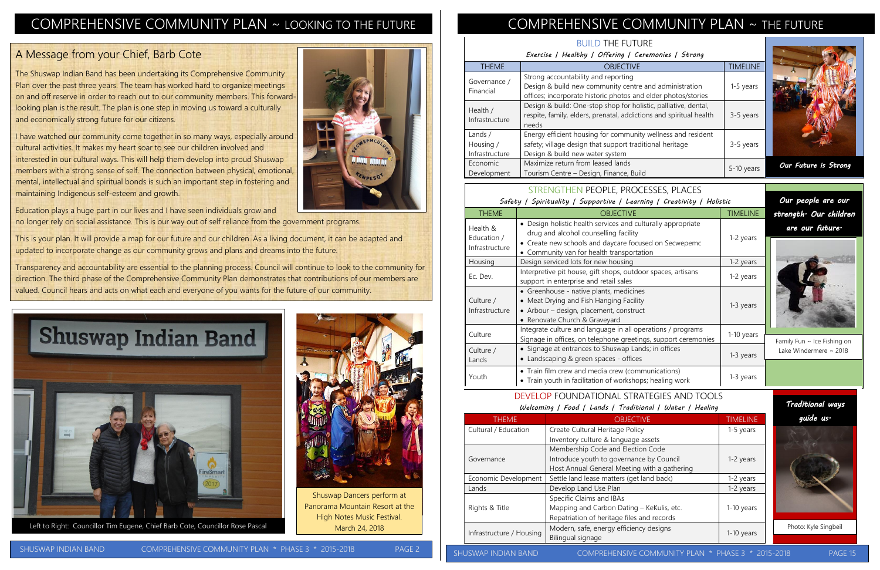# COMPREHENSIVE COMMUNITY PLAN ~ LOOKING TO THE FUTURE

## A Message from your Chief, Barb Cote

The Shuswap Indian Band has been undertaking its Comprehensive Community Plan over the past three years. The team has worked hard to organize meetings on and off reserve in order to reach out to our community members. This forward-looking plan is the result. The plan is one step in moving us toward a culturally and economically strong future for our citizens.

I have watched our community come together in so many ways, especially around cultural activities. It makes my heart soar to see our children involved and interested in our cultural ways. This will help them develop into proud Shuswap members with a strong sense of self. The connection between physical, emotional, mental, intellectual and spiritual bonds is such an important step in fostering and maintaining Indigenous self-esteem and growth.

Education plays a huge part in our lives and I have seen individuals grow and no longer rely on social assistance. This is our way out of self reliance from the government programs.

This is your plan. It will provide a map for our future and our children. As a living document, it can be adapted and updated to incorporate change as our community grows and plans and dreams into the future.

Transparency and accountability are essential to the planning process. Council will continue to look to the community for direction. The third phase of the Comprehensive Community Plan demonstrates that contributions of our members are valued. Council hears and acts on what each and everyone of you wants for the future of our community.

Left to Right: Councillor Tim Eugene, Chief Barb Cote, Councillor Rose Pascal

Shuswap Dancers perform at Panorama Mountain Resort at the High Notes Music Festival. March 24, 2018

# COMPREHENSIVE COMMUNITY PLAN ~ THE FUTURE

## BUILD THE FUTURE

*Exercise / Healthy / Offering / Ceremonies / Strong*

| THEME | OBJECTIVE | TIMELINE |
|---|---|---|
| Governance / Financial | Strong accountability and reporting<br>Design & build new community centre and administration offices; incorporate historic photos and elder photos/stories | 1-5 years |
| Health / Infrastructure | Design & build: One-stop shop for holistic, palliative, dental, respite, family, elders, prenatal, addictions and spiritual health needs | 3-5 years |
| Lands / Housing / Infrastructure | Energy efficient housing for community wellness and resident safety; village design that support traditional heritage<br>Design & build new water system | 3-5 years |
| Economic Development | Maximize return from leased lands<br>Tourism Centre – Design, Finance, Build | 5-10 years |

Our Future is Strong

## STRENGTHEN PEOPLE, PROCESSES, PLACES

*Safety / Spirituality / Supportive / Learning / Creativity / Holistic*

| THEME | OBJECTIVE | TIMELINE |
|---|---|---|
| Health & Education / Infrastructure | • Design holistic health services and culturally appropriate drug and alcohol counselling facility<br>• Create new schools and daycare focused on Secwepemc<br>• Community van for health transportation | 1-2 years |
| Housing | Design serviced lots for new housing | 1-2 years |
| Ec. Dev. | Interpretive pit house, gift shops, outdoor spaces, artisans support in enterprise and retail sales | 1-2 years |
| Culture / Infrastructure | • Greenhouse - native plants, medicines<br>• Meat Drying and Fish Hanging Facility<br>• Arbour – design, placement, construct<br>• Renovate Church & Graveyard | 1-3 years |
| Culture | Integrate culture and language in all operations / programs<br>Signage in offices, on telephone greetings, support ceremonies | 1-10 years |
| Culture / Lands | • Signage at entrances to Shuswap Lands; in offices<br>• Landscaping & green spaces - offices | 1-3 years |
| Youth | • Train film crew and media crew (communications)<br>• Train youth in facilitation of workshops; healing work | 1-3 years |

*Our people are our strength. Our children are our future.*

Family Fun ~ Ice Fishing on Lake Windermere ~ 2018

## DEVELOP FOUNDATIONAL STRATEGIES AND TOOLS

*Welcoming / Food / Lands / Traditional / Water / Healing*

| THEME | OBJECTIVE | TIMELINE |
|---|---|---|
| Cultural / Education | Create Cultural Heritage Policy<br>Inventory culture & language assets | 1-5 years |
| Governance | Membership Code and Election Code<br>Introduce youth to governance by Council<br>Host Annual General Meeting with a gathering | 1-2 years |
| Economic Development | Settle land lease matters (get land back) | 1-2 years |
| Lands | Develop Land Use Plan | 1-2 years |
| Rights & Title | Specific Claims and IBAs<br>Mapping and Carbon Dating – KeKulis, etc.<br>Repatriation of heritage files and records | 1-10 years |
| Infrastructure / Housing | Modern, safe, energy efficiency designs<br>Bilingual signage | 1-10 years |

*Traditional ways guide us.*

Photo: Kyle Singbeil